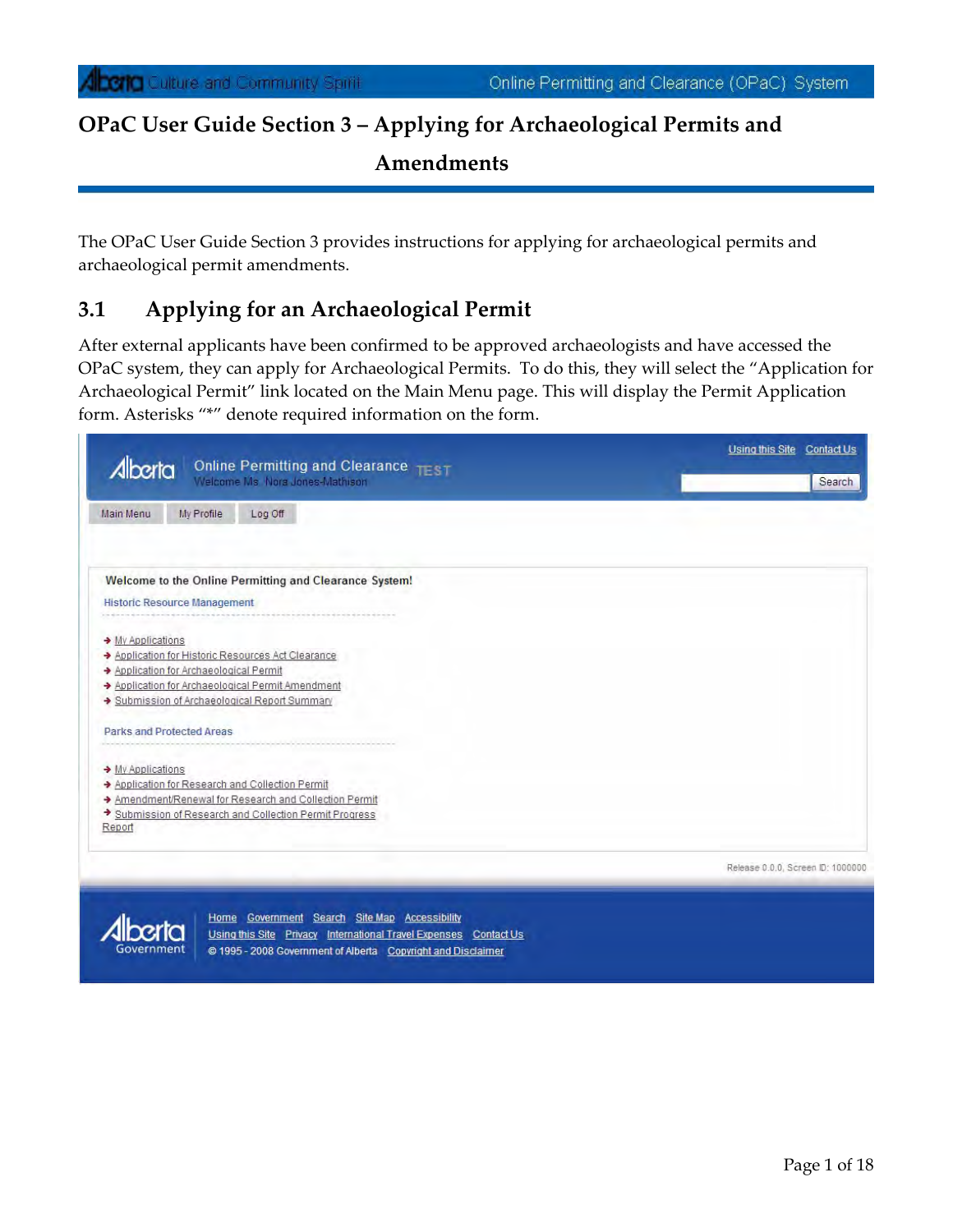# OPaC User Guide Section 3 – Applying for Archaeological Permits and Amendments

The OPaC User Guide Section 3 provides instructions for applying for archaeological permits and archaeological permit amendments.

## 3.1 Applying for an Archaeological Permit

After external applicants have been confirmed to be approved archaeologists and have accessed the OPaC system, they can apply for Archaeological Permits. To do this, they will select the "Application for Archaeological Permit" link located on the Main Menu page. This will display the Permit Application form. Asterisks "*" denote required information on the form.

Alberta Online Permitting and Clearance TEST
Welcome Ms. Nora Jones-Mathison

Using this Site | Contact Us | Search

Main Menu | My Profile | Log Off

**Welcome to the Online Permitting and Clearance System!**

Historic Resource Management

- My Applications
- Application for Historic Resources Act Clearance
- Application for Archaeological Permit
- Application for Archaeological Permit Amendment
- Submission of Archaeological Report Summary

Parks and Protected Areas

- My Applications
- Application for Research and Collection Permit
- Amendment/Renewal for Research and Collection Permit
- Submission of Research and Collection Permit Progress Report

Release 0.0.0, Screen ID: 1000000

Home | Government | Search | Site Map | Accessibility
Using this Site | Privacy | International Travel Expenses | Contact Us
© 1995 - 2008 Government of Alberta | Copyright and Disclaimer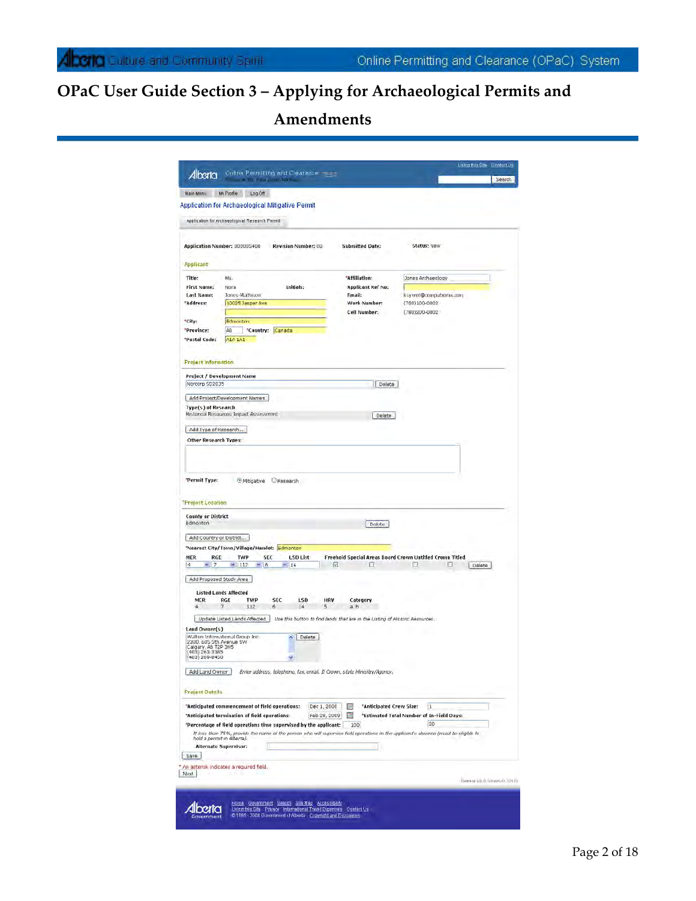Application for Archaeological Mitigative Permit

Application for Archaeological Research Permit

**Application Number:** 000005408 **Revision Number:** 00 **Submitted Date:** **Status:** New

**Applicant**

| | | | |
|---|---|---|---|
| **Title:** | Ms. | ***Affiliation:** | Jones Archaeology |
| **First Name:** | Nora | **Applicant Ref No:** | |
| **Last Name:** | Jones-Wulfrson | **Email:** | ksymet@compulsonis.com |
| ***Address:** | 10025 Jasper Ave | **Work Number:** | (780)100-0002 |
| | | **Cell Number:** | (780)200-0002 |
| ***City:** | Edmonton | | |
| ***Province:** | AB | ***Country:** | Canada |
| ***Postal Code:** | A1A 1A1 | | |

**Initials:**

**Project Information**

**Project / Development Name**

Norcorp SD2035 [Delete]

[Add Project/Development Names]

**Type(s) of Research**

Historical Resources Impact Assessment [Delete]

[Add Type of Research...]

**Other Research Types:**

***Permit Type:** (•) Mitigative ( ) Research

***Project Location**

**County or District**

Edmonton [Delete]

[Add Country or District...]

***Nearest City/Town/Village/Hamlet:** Edmonton

| MER | RGE | TWP | SEC | LSD List | Freehold | Special Areas Board | Crown Untitled | Crown Titled | |
|---|---|---|---|---|---|---|---|---|---|
| 4 | 7 | 112 | 6 | 14 | ☑ | ☐ | ☐ | ☐ | [Delete] |

[Add Proposed Study Area]

**Listed Lands Affected**

| MER | RGE | TWP | SEC | LSD | HRV | Category |
|---|---|---|---|---|---|---|
| 4 | 7 | 112 | 6 | 14 | 5 | a, h |

[Update Listed Lands Affected] *Use this button to find lands that are in the Listing of Historic Resources.*

**Land Owner(s)**

Walton International Group Inc.
2300, 605 5th Avenue SW
Calgary, AB T2P 3H5
(403) 263-3385
(403) 269-8450

[Delete]

[Add Land Owner] *Enter address, telephone, fax, email. If Crown, state Ministry/Agency.*

**Project Details**

| | | | |
|---|---|---|---|
| ***Anticipated commencement of field operations:** | Dec 1, 2008 | ***Anticipated Crew Size:** | 1 |
| ***Anticipated termination of field operations:** | Feb 28, 2009 | ***Estimated Total Number of In-Field Days:** | 20 |
| ***Percentage of field operations time supervised by the applicant:** | 100 | | |

*If less than 75%, provide the name of the person who will supervise field operations in the applicant's absence (must be eligible to hold a permit in Alberta).*

**Alternate Supervisor:**

[Save]

\* An asterisk indicates a required field.

[Next]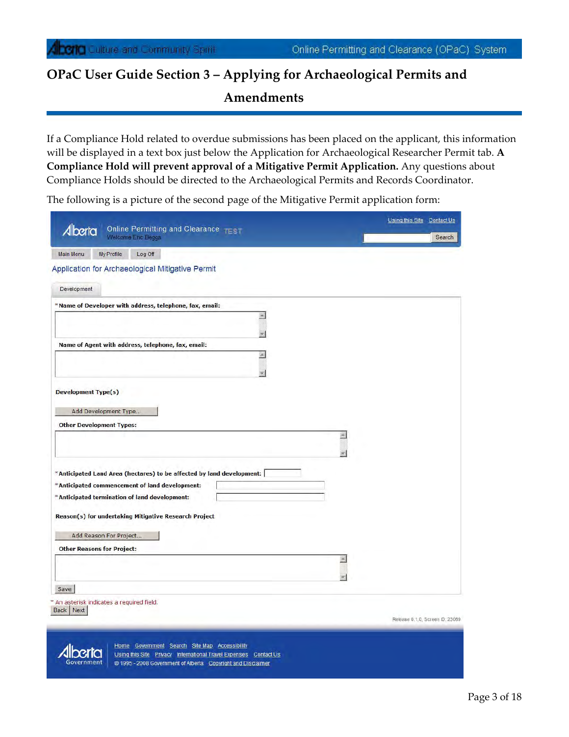If a Compliance Hold related to overdue submissions has been placed on the applicant, this information will be displayed in a text box just below the Application for Archaeological Researcher Permit tab. **A Compliance Hold will prevent approval of a Mitigative Permit Application.** Any questions about Compliance Holds should be directed to the Archaeological Permits and Records Coordinator.

The following is a picture of the second page of the Mitigative Permit application form:

Alberta Online Permitting and Clearance TEST
Welcome Eric Beggs

Using this Site | Contact Us | Search

Main Menu | My Profile | Log Off

Application for Archaeological Mitigative Permit

Development

*Name of Developer with address, telephone, fax, email:

Name of Agent with address, telephone, fax, email:

Development Type(s)

Add Development Type...

Other Development Types:

*Anticipated Land Area (hectares) to be affected by land development:

*Anticipated commencement of land development:

*Anticipated termination of land development:

Reason(s) for undertaking Mitigative Research Project

Add Reason For Project...

Other Reasons for Project:

Save

* An asterisk indicates a required field.

Back | Next

Release 0.1.0, Screen ID: 23069

Home | Government | Search | Site Map | Accessibility
Using this Site | Privacy | International Travel Expenses | Contact Us
© 1995 - 2008 Government of Alberta | Copyright and Disclaimer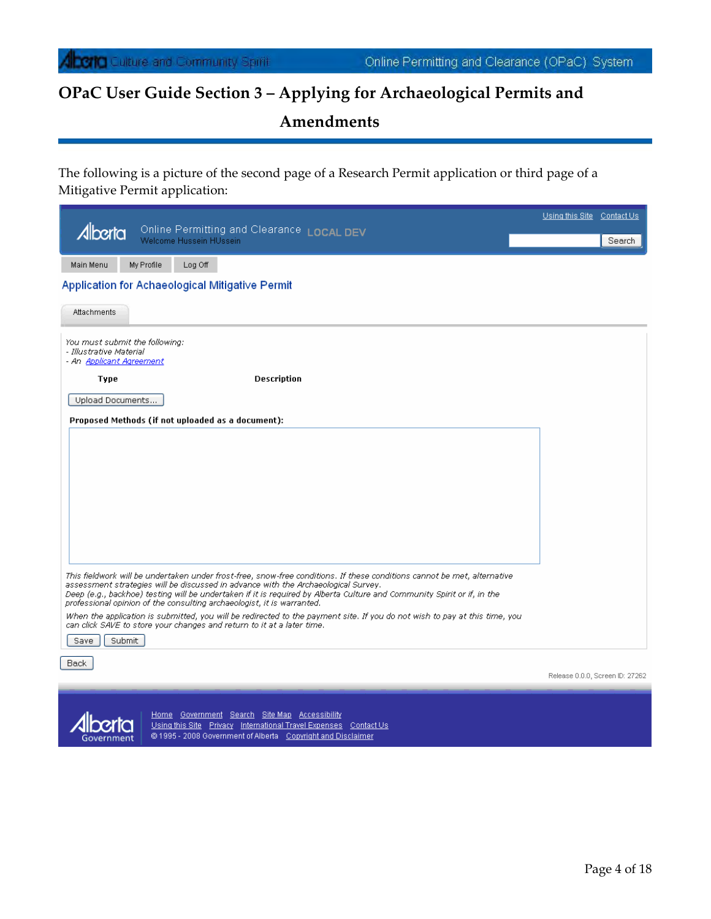# OPaC User Guide Section 3 – Applying for Archaeological Permits and Amendments

The following is a picture of the second page of a Research Permit application or third page of a Mitigative Permit application:

Online Permitting and Clearance LOCAL DEV
Welcome Hussein HUssein

Using this Site Contact Us

Search

Main Menu | My Profile | Log Off

Application for Achaeological Mitigative Permit

Attachments

*You must submit the following:*
*- Illustrative Material*
*- An Applicant Agreement*

**Type** **Description**

Upload Documents...

**Proposed Methods (if not uploaded as a document):**

*This fieldwork will be undertaken under frost-free, snow-free conditions. If these conditions cannot be met, alternative assessment strategies will be discussed in advance with the Archaeological Survey.*
*Deep (e.g., backhoe) testing will be undertaken if it is required by Alberta Culture and Community Spirit or if, in the professional opinion of the consulting archaeologist, it is warranted.*

*When the application is submitted, you will be redirected to the payment site. If you do not wish to pay at this time, you can click SAVE to store your changes and return to it at a later time.*

Save | Submit

Back

Release 0.0.0, Screen ID: 27262

Home Government Search Site Map Accessibility
Using this Site Privacy International Travel Expenses Contact Us
© 1995 - 2008 Government of Alberta Copyright and Disclaimer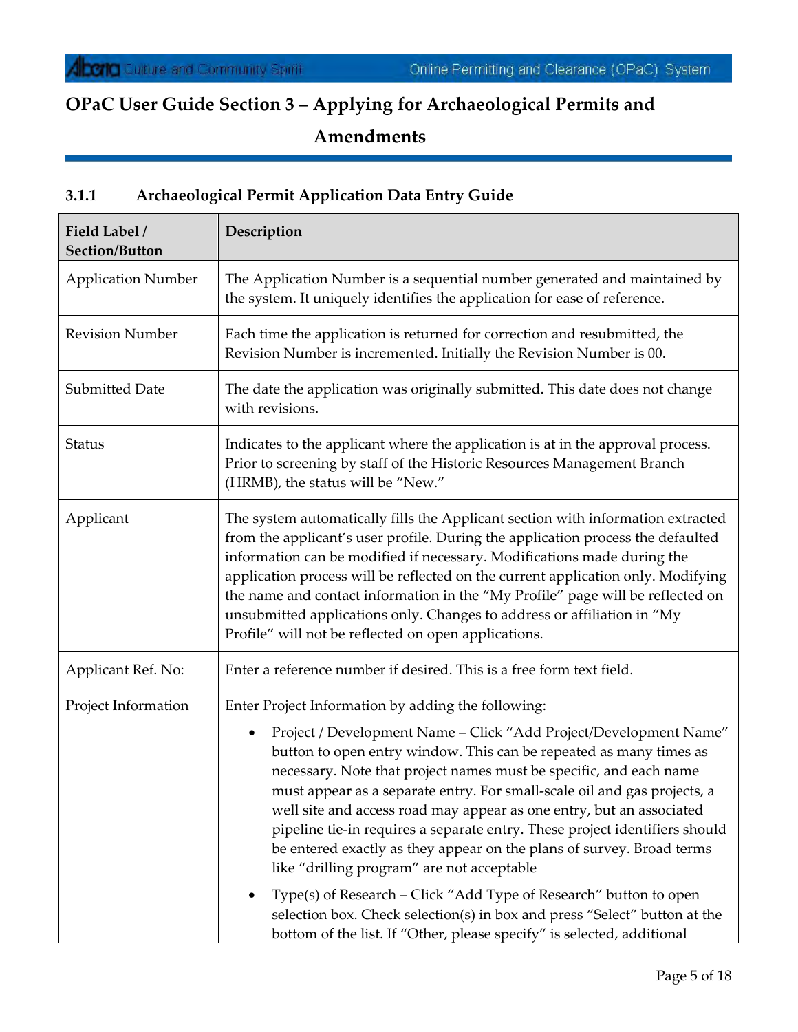# OPaC User Guide Section 3 – Applying for Archaeological Permits and Amendments

### 3.1.1 Archaeological Permit Application Data Entry Guide

| Field Label / Section/Button | Description |
|---|---|
| Application Number | The Application Number is a sequential number generated and maintained by the system. It uniquely identifies the application for ease of reference. |
| Revision Number | Each time the application is returned for correction and resubmitted, the Revision Number is incremented. Initially the Revision Number is 00. |
| Submitted Date | The date the application was originally submitted. This date does not change with revisions. |
| Status | Indicates to the applicant where the application is at in the approval process. Prior to screening by staff of the Historic Resources Management Branch (HRMB), the status will be "New." |
| Applicant | The system automatically fills the Applicant section with information extracted from the applicant's user profile. During the application process the defaulted information can be modified if necessary. Modifications made during the application process will be reflected on the current application only. Modifying the name and contact information in the "My Profile" page will be reflected on unsubmitted applications only. Changes to address or affiliation in "My Profile" will not be reflected on open applications. |
| Applicant Ref. No: | Enter a reference number if desired. This is a free form text field. |
| Project Information | Enter Project Information by adding the following:<br>• Project / Development Name – Click "Add Project/Development Name" button to open entry window. This can be repeated as many times as necessary. Note that project names must be specific, and each name must appear as a separate entry. For small-scale oil and gas projects, a well site and access road may appear as one entry, but an associated pipeline tie-in requires a separate entry. These project identifiers should be entered exactly as they appear on the plans of survey. Broad terms like "drilling program" are not acceptable<br>• Type(s) of Research – Click "Add Type of Research" button to open selection box. Check selection(s) in box and press "Select" button at the bottom of the list. If "Other, please specify" is selected, additional |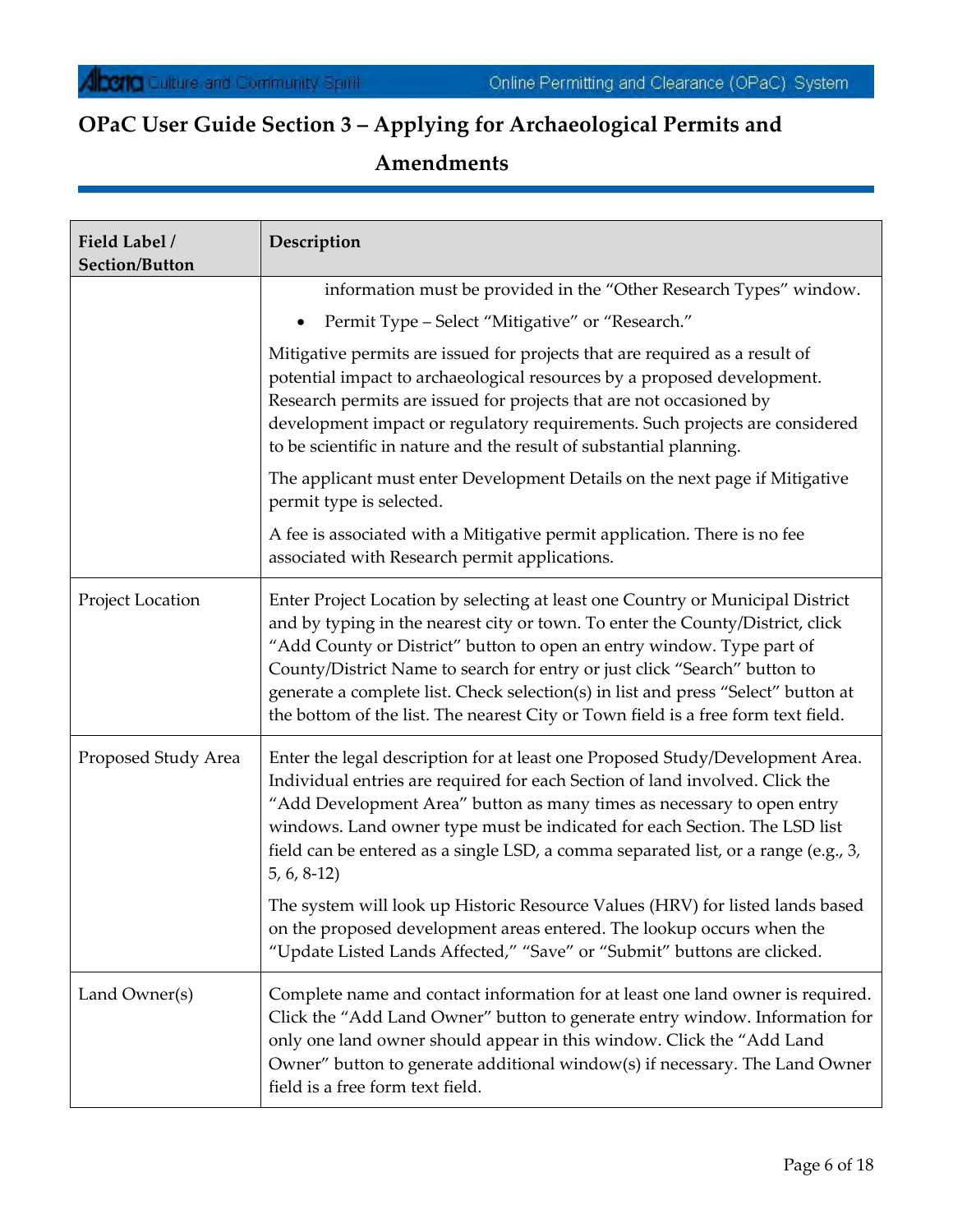# OPaC User Guide Section 3 – Applying for Archaeological Permits and Amendments

| Field Label / Section/Button | Description |
|---|---|
| | information must be provided in the "Other Research Types" window. <br>• Permit Type – Select "Mitigative" or "Research." <br><br>Mitigative permits are issued for projects that are required as a result of potential impact to archaeological resources by a proposed development. Research permits are issued for projects that are not occasioned by development impact or regulatory requirements. Such projects are considered to be scientific in nature and the result of substantial planning. <br><br>The applicant must enter Development Details on the next page if Mitigative permit type is selected. <br><br>A fee is associated with a Mitigative permit application. There is no fee associated with Research permit applications. |
| Project Location | Enter Project Location by selecting at least one Country or Municipal District and by typing in the nearest city or town. To enter the County/District, click "Add County or District" button to open an entry window. Type part of County/District Name to search for entry or just click "Search" button to generate a complete list. Check selection(s) in list and press "Select" button at the bottom of the list. The nearest City or Town field is a free form text field. |
| Proposed Study Area | Enter the legal description for at least one Proposed Study/Development Area. Individual entries are required for each Section of land involved. Click the "Add Development Area" button as many times as necessary to open entry windows. Land owner type must be indicated for each Section. The LSD list field can be entered as a single LSD, a comma separated list, or a range (e.g., 3, 5, 6, 8-12) <br><br>The system will look up Historic Resource Values (HRV) for listed lands based on the proposed development areas entered. The lookup occurs when the "Update Listed Lands Affected," "Save" or "Submit" buttons are clicked. |
| Land Owner(s) | Complete name and contact information for at least one land owner is required. Click the "Add Land Owner" button to generate entry window. Information for only one land owner should appear in this window. Click the "Add Land Owner" button to generate additional window(s) if necessary. The Land Owner field is a free form text field. |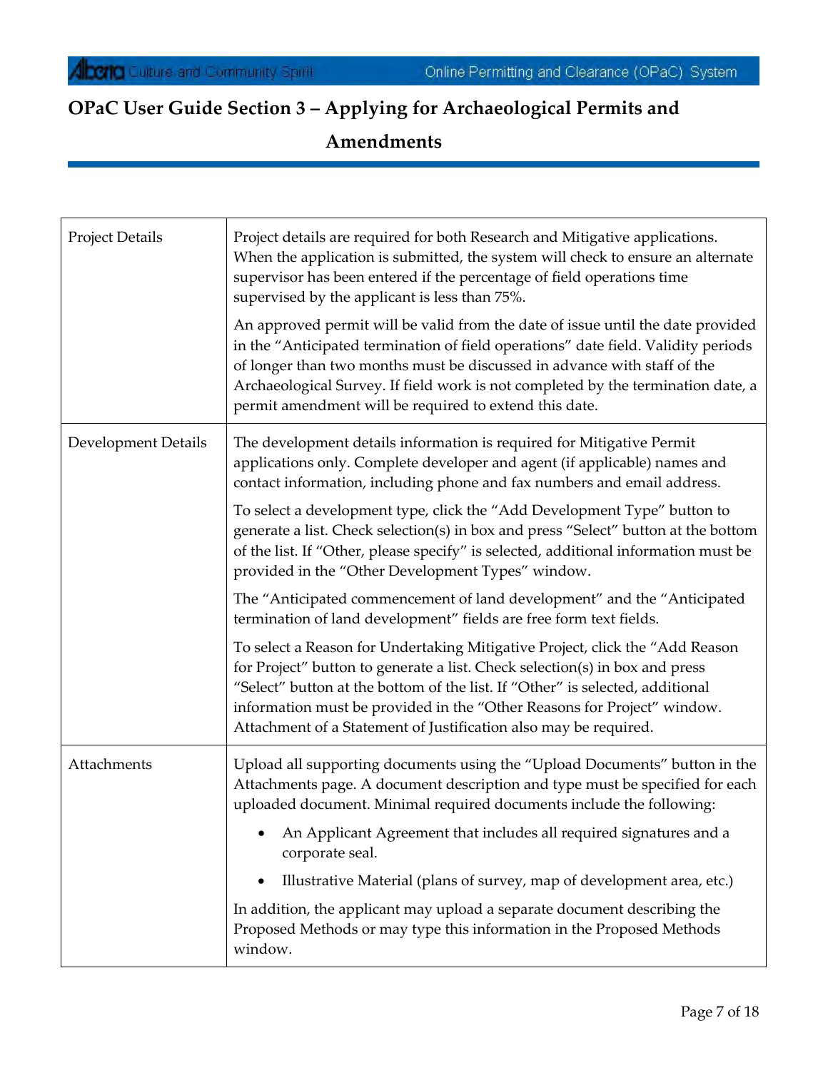# OPaC User Guide Section 3 – Applying for Archaeological Permits and Amendments

| | |
|---|---|
| Project Details | Project details are required for both Research and Mitigative applications. When the application is submitted, the system will check to ensure an alternate supervisor has been entered if the percentage of field operations time supervised by the applicant is less than 75%.<br><br>An approved permit will be valid from the date of issue until the date provided in the "Anticipated termination of field operations" date field. Validity periods of longer than two months must be discussed in advance with staff of the Archaeological Survey. If field work is not completed by the termination date, a permit amendment will be required to extend this date. |
| Development Details | The development details information is required for Mitigative Permit applications only. Complete developer and agent (if applicable) names and contact information, including phone and fax numbers and email address.<br><br>To select a development type, click the "Add Development Type" button to generate a list. Check selection(s) in box and press "Select" button at the bottom of the list. If "Other, please specify" is selected, additional information must be provided in the "Other Development Types" window.<br><br>The "Anticipated commencement of land development" and the "Anticipated termination of land development" fields are free form text fields.<br><br>To select a Reason for Undertaking Mitigative Project, click the "Add Reason for Project" button to generate a list. Check selection(s) in box and press "Select" button at the bottom of the list. If "Other" is selected, additional information must be provided in the "Other Reasons for Project" window. Attachment of a Statement of Justification also may be required. |
| Attachments | Upload all supporting documents using the "Upload Documents" button in the Attachments page. A document description and type must be specified for each uploaded document. Minimal required documents include the following:<br><br>• An Applicant Agreement that includes all required signatures and a corporate seal.<br>• Illustrative Material (plans of survey, map of development area, etc.)<br><br>In addition, the applicant may upload a separate document describing the Proposed Methods or may type this information in the Proposed Methods window. |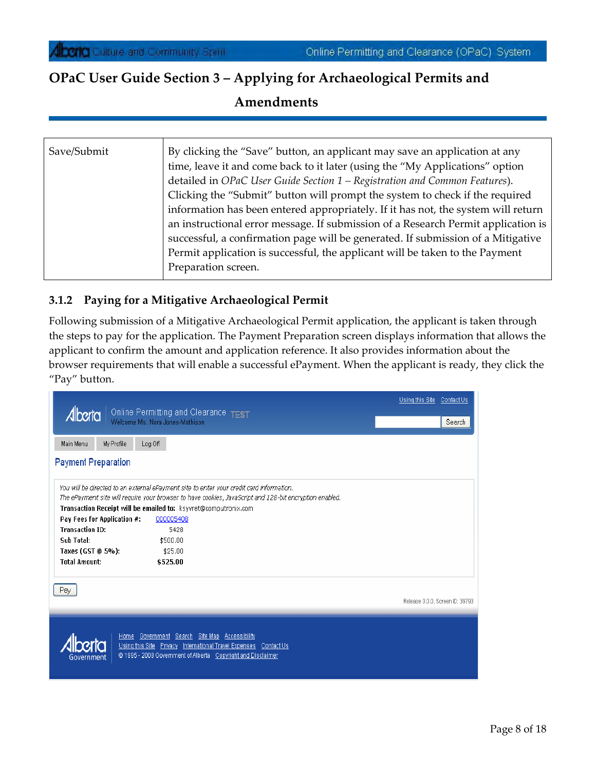| Save/Submit | By clicking the "Save" button, an applicant may save an application at any time, leave it and come back to it later (using the "My Applications" option detailed in *OPaC User Guide Section 1 – Registration and Common Features*). Clicking the "Submit" button will prompt the system to check if the required information has been entered appropriately. If it has not, the system will return an instructional error message. If submission of a Research Permit application is successful, a confirmation page will be generated. If submission of a Mitigative Permit application is successful, the applicant will be taken to the Payment Preparation screen. |
|---|---|

### 3.1.2 Paying for a Mitigative Archaeological Permit

Following submission of a Mitigative Archaeological Permit application, the applicant is taken through the steps to pay for the application. The Payment Preparation screen displays information that allows the applicant to confirm the amount and application reference. It also provides information about the browser requirements that will enable a successful ePayment. When the applicant is ready, they click the "Pay" button.

Online Permitting and Clearance TEST
Welcome Ms. Nora Jones-Mathison

Using this Site | Contact Us | Search

Main Menu | My Profile | Log Off

**Payment Preparation**

*You will be directed to an external ePayment site to enter your credit card information.*
*The ePayment site will require your browser to have cookies, JavaScript and 128-bit encryption enabled.*

**Transaction Receipt will be emailed to:** ksyvret@computronix.com

| | |
|---|---|
| **Pay Fees for Application #:** | 000005408 |
| **Transaction ID:** | 5428 |
| **Sub Total:** | $500.00 |
| **Taxes (GST @ 5%):** | $25.00 |
| **Total Amount:** | **$525.00** |

Pay

Release 0.0.0, Screen ID: 39793

Home | Government | Search | Site Map | Accessibility
Using this Site | Privacy | International Travel Expenses | Contact Us
© 1995 - 2008 Government of Alberta | Copyright and Disclaimer

Alberta Government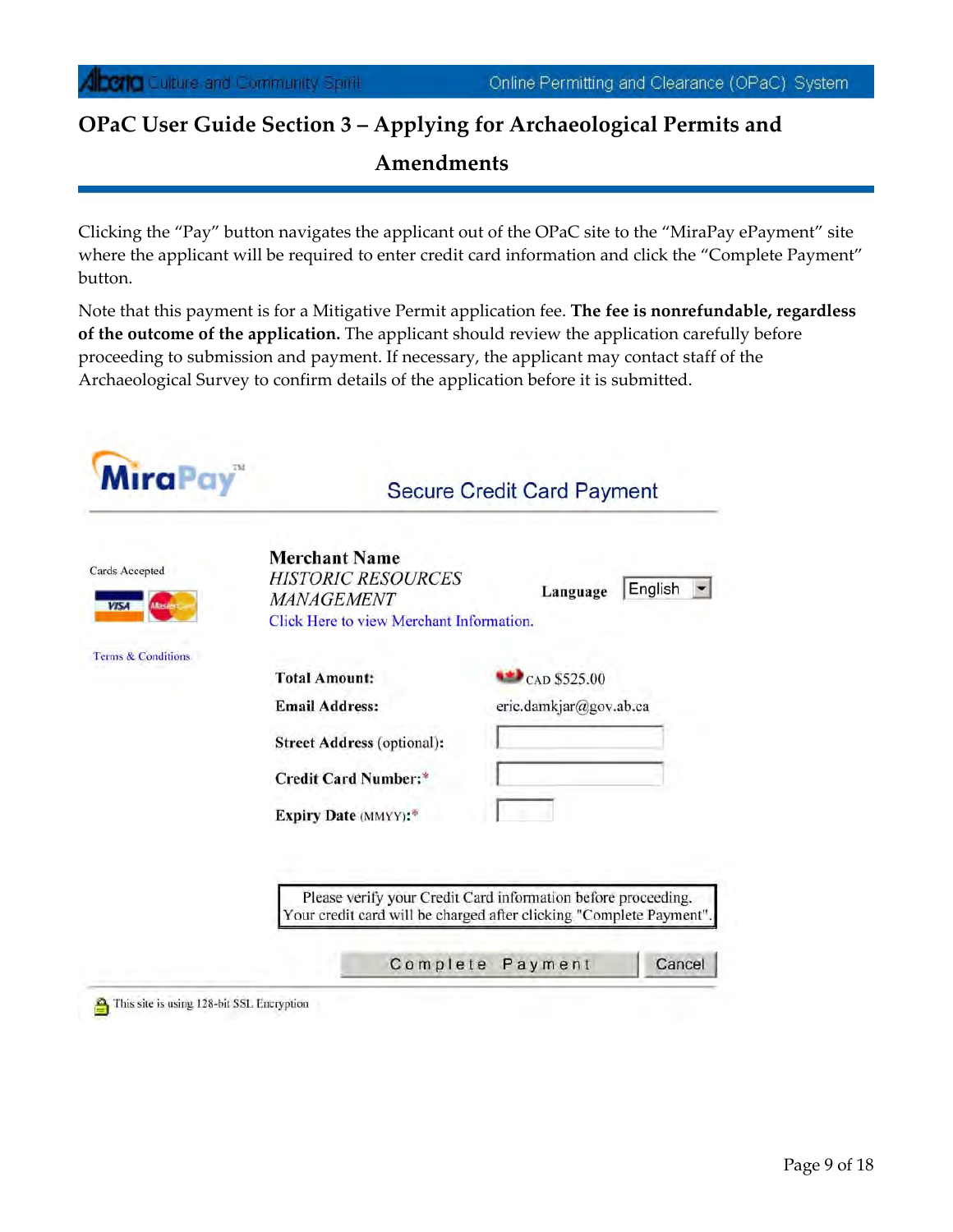## OPaC User Guide Section 3 – Applying for Archaeological Permits and Amendments

Clicking the "Pay" button navigates the applicant out of the OPaC site to the "MiraPay ePayment" site where the applicant will be required to enter credit card information and click the "Complete Payment" button.

Note that this payment is for a Mitigative Permit application fee. **The fee is nonrefundable, regardless of the outcome of the application.** The applicant should review the application carefully before proceeding to submission and payment. If necessary, the applicant may contact staff of the Archaeological Survey to confirm details of the application before it is submitted.

MiraPay™ Secure Credit Card Payment

Cards Accepted

Terms & Conditions

**Merchant Name**
*HISTORIC RESOURCES MANAGEMENT*
Click Here to view Merchant Information.

**Language** English

**Total Amount:** CAD $525.00

**Email Address:** eric.damkjar@gov.ab.ca

**Street Address** (optional):

**Credit Card Number:***

**Expiry Date** (MMYY):*

Please verify your Credit Card information before proceeding.
Your credit card will be charged after clicking "Complete Payment".

Complete Payment | Cancel

This site is using 128-bit SSL Encryption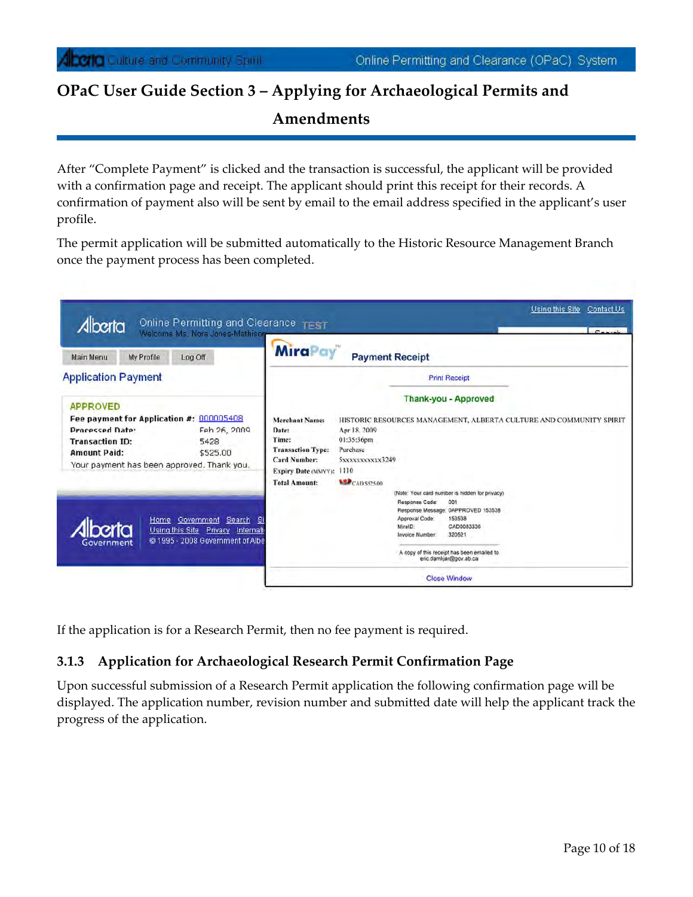After "Complete Payment" is clicked and the transaction is successful, the applicant will be provided with a confirmation page and receipt. The applicant should print this receipt for their records. A confirmation of payment also will be sent by email to the email address specified in the applicant's user profile.

The permit application will be submitted automatically to the Historic Resource Management Branch once the payment process has been completed.

If the application is for a Research Permit, then no fee payment is required.

### 3.1.3 Application for Archaeological Research Permit Confirmation Page

Upon successful submission of a Research Permit application the following confirmation page will be displayed. The application number, revision number and submitted date will help the applicant track the progress of the application.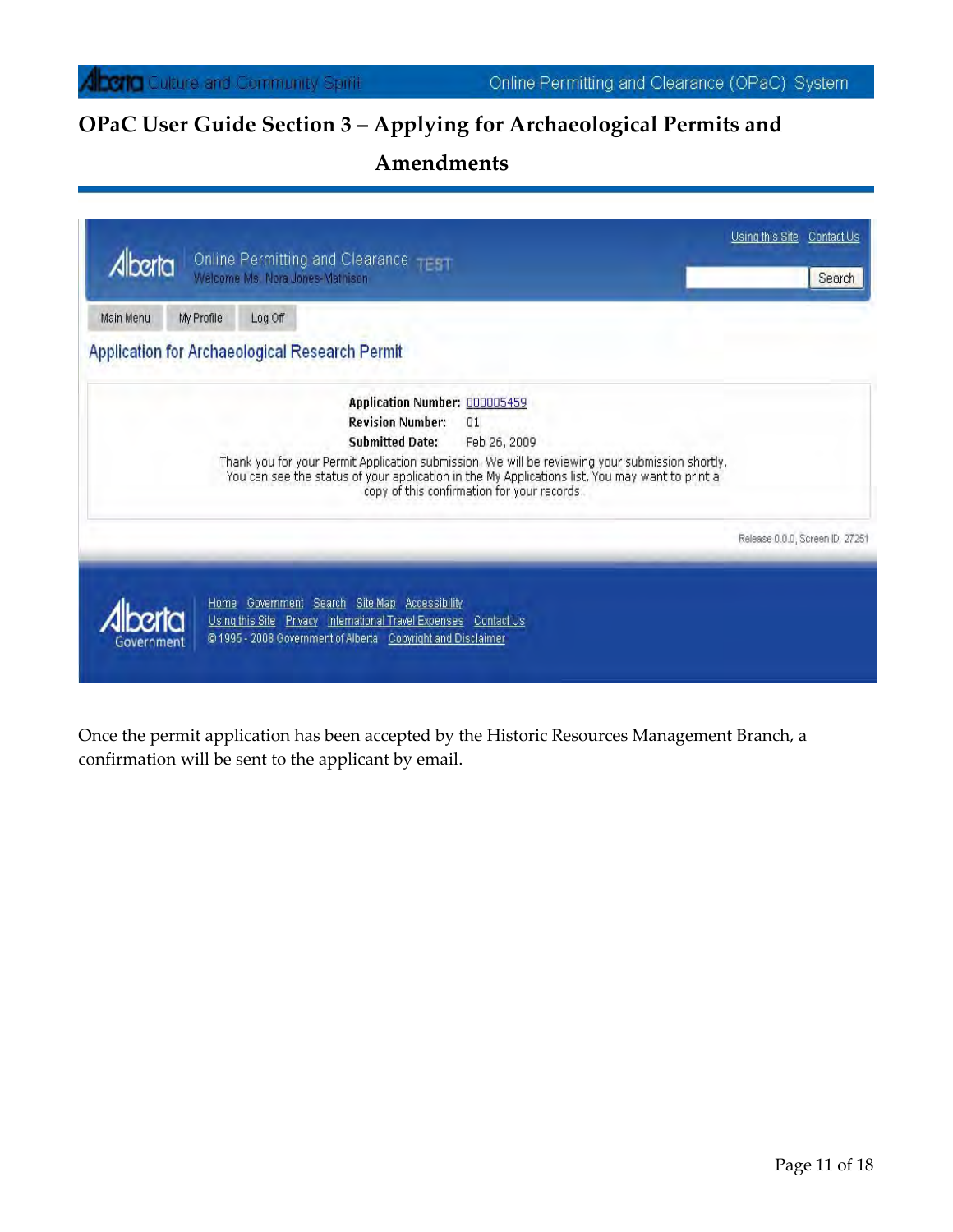# OPaC User Guide Section 3 – Applying for Archaeological Permits and Amendments

Online Permitting and Clearance TEST
Welcome Ms. Nora Jones-Mathison

Using this Site Contact Us

Search

Main Menu My Profile Log Off

## Application for Archaeological Research Permit

**Application Number:** 000005459
**Revision Number:** 01
**Submitted Date:** Feb 26, 2009

Thank you for your Permit Application submission. We will be reviewing your submission shortly. You can see the status of your application in the My Applications list. You may want to print a copy of this confirmation for your records.

Release 0.0.0, Screen ID: 27251

Home Government Search Site Map Accessibility
Using this Site Privacy International Travel Expenses Contact Us
© 1995 - 2008 Government of Alberta Copyright and Disclaimer

Once the permit application has been accepted by the Historic Resources Management Branch, a confirmation will be sent to the applicant by email.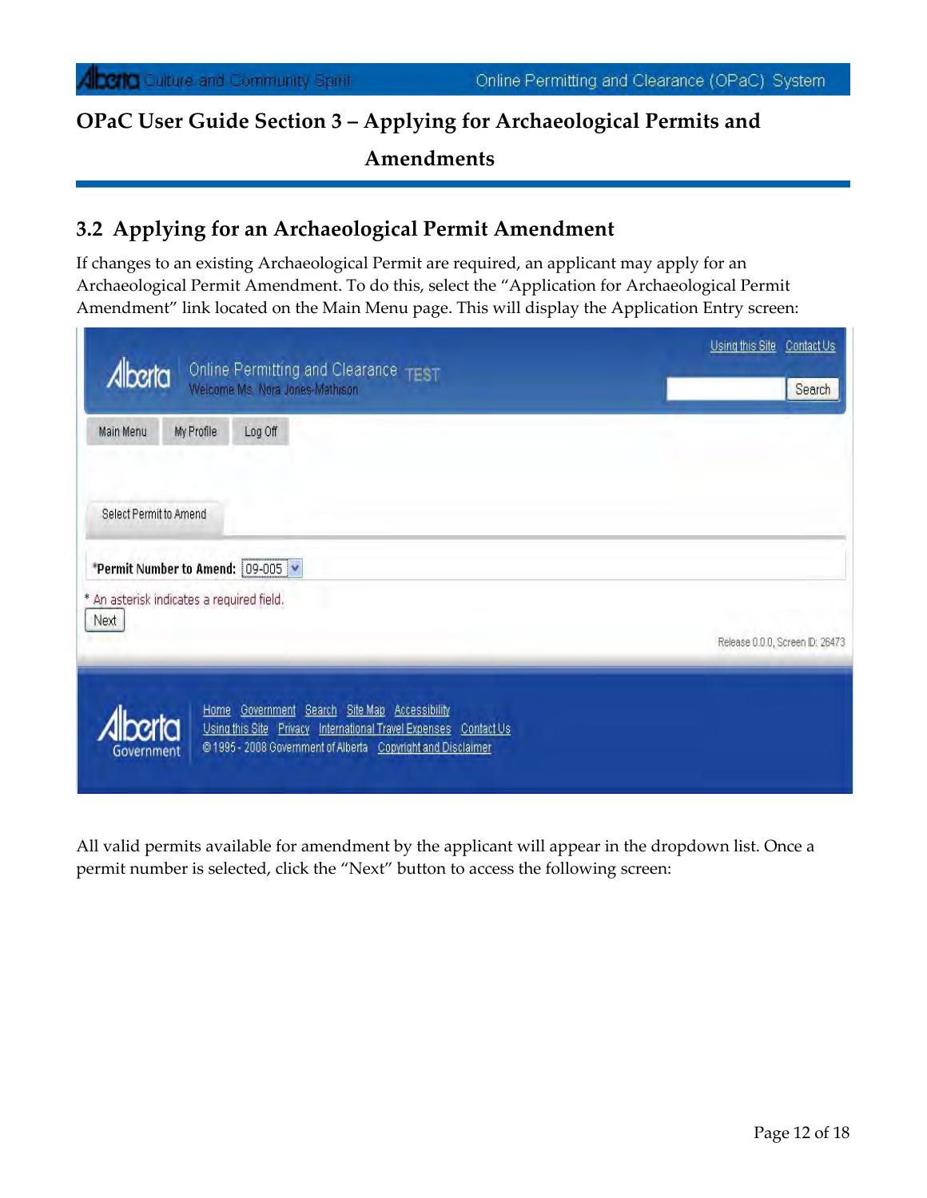## 3.2 Applying for an Archaeological Permit Amendment

If changes to an existing Archaeological Permit are required, an applicant may apply for an Archaeological Permit Amendment. To do this, select the "Application for Archaeological Permit Amendment" link located on the Main Menu page. This will display the Application Entry screen:

Using this Site | Contact Us

Online Permitting and Clearance TEST

Welcome Ms. Nora Jones-Mathison

Search

Main Menu | My Profile | Log Off

Select Permit to Amend

*Permit Number to Amend: 09-005

* An asterisk indicates a required field.

Next

Release 0.0.0, Screen ID: 26473

Home | Government | Search | Site Map | Accessibility

Using this Site | Privacy | International Travel Expenses | Contact Us

© 1995 - 2008 Government of Alberta | Copyright and Disclaimer

All valid permits available for amendment by the applicant will appear in the dropdown list. Once a permit number is selected, click the "Next" button to access the following screen: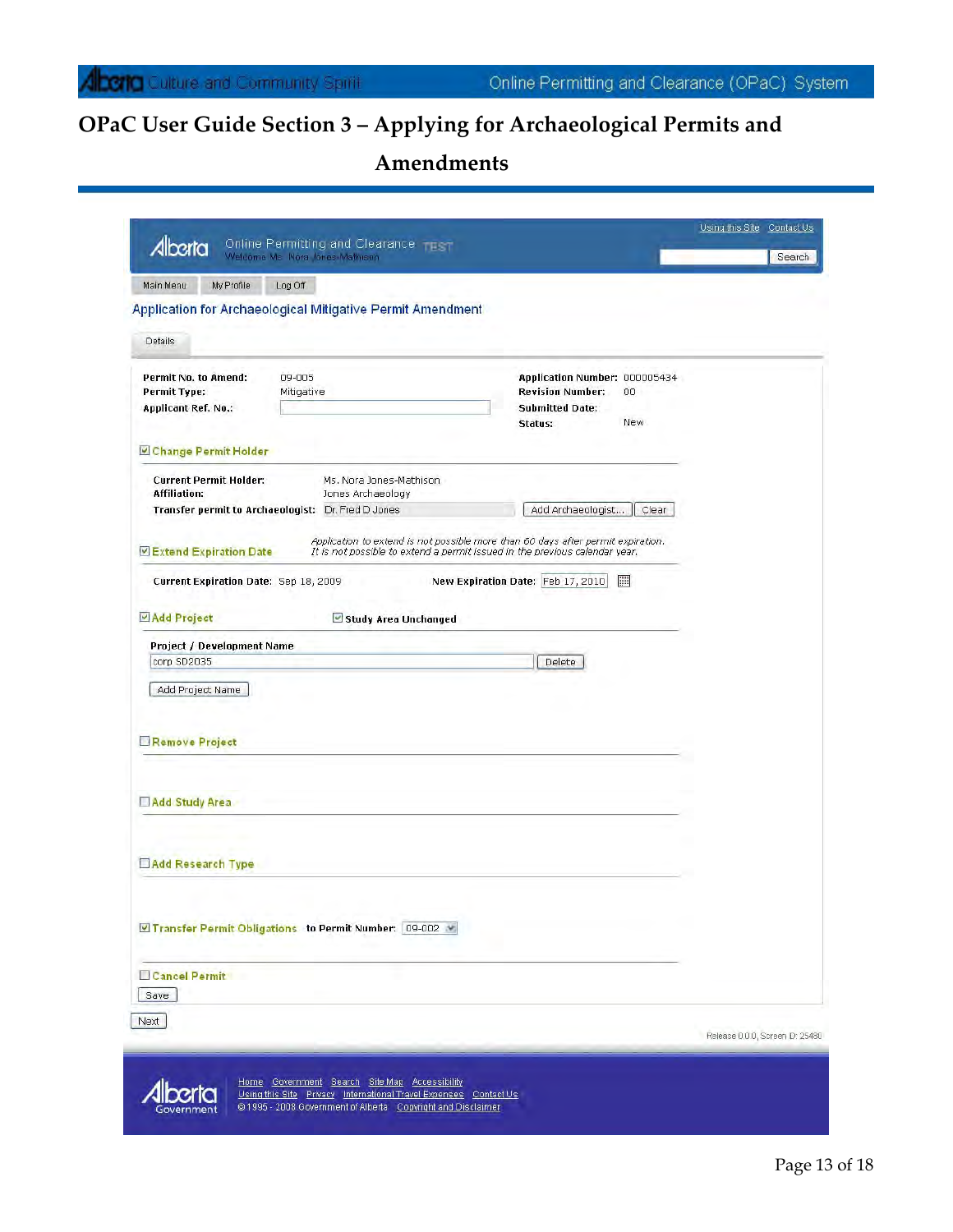# OPaC User Guide Section 3 – Applying for Archaeological Permits and Amendments

Alberta Online Permitting and Clearance TEST
Welcome Ms. Nora Jones-Mathison

Using this Site | Contact Us | Search

Main Menu | My Profile | Log Off

## Application for Archaeological Mitigative Permit Amendment

Details

**Permit No. to Amend:** 09-005
**Permit Type:** Mitigative
**Applicant Ref. No.:**

**Application Number:** 000005434
**Revision Number:** 00
**Submitted Date:**
**Status:** New

☑ **Change Permit Holder**

**Current Permit Holder:** Ms. Nora Jones-Mathison
**Affiliation:** Jones Archaeology
**Transfer permit to Archaeologist:** Dr. Fred D Jones [Add Archaeologist...] [Clear]

☑ **Extend Expiration Date**

*Application to extend is not possible more than 60 days after permit expiration. It is not possible to extend a permit issued in the previous calendar year.*

**Current Expiration Date:** Sep 18, 2009
**New Expiration Date:** Feb 17, 2010

☑ **Add Project** ☑ **Study Area Unchanged**

**Project / Development Name**
corp SD2035 [Delete]

[Add Project Name]

☐ **Remove Project**

☐ **Add Study Area**

☐ **Add Research Type**

☑ **Transfer Permit Obligations** to Permit Number: 09-002

☐ **Cancel Permit**

[Save]

[Next]

Release 0.0.0, Screen ID: 25480

Home | Government | Search | Site Map | Accessibility
Using this Site | Privacy | International Travel Expenses | Contact Us
©1995 - 2008 Government of Alberta | Copyright and Disclaimer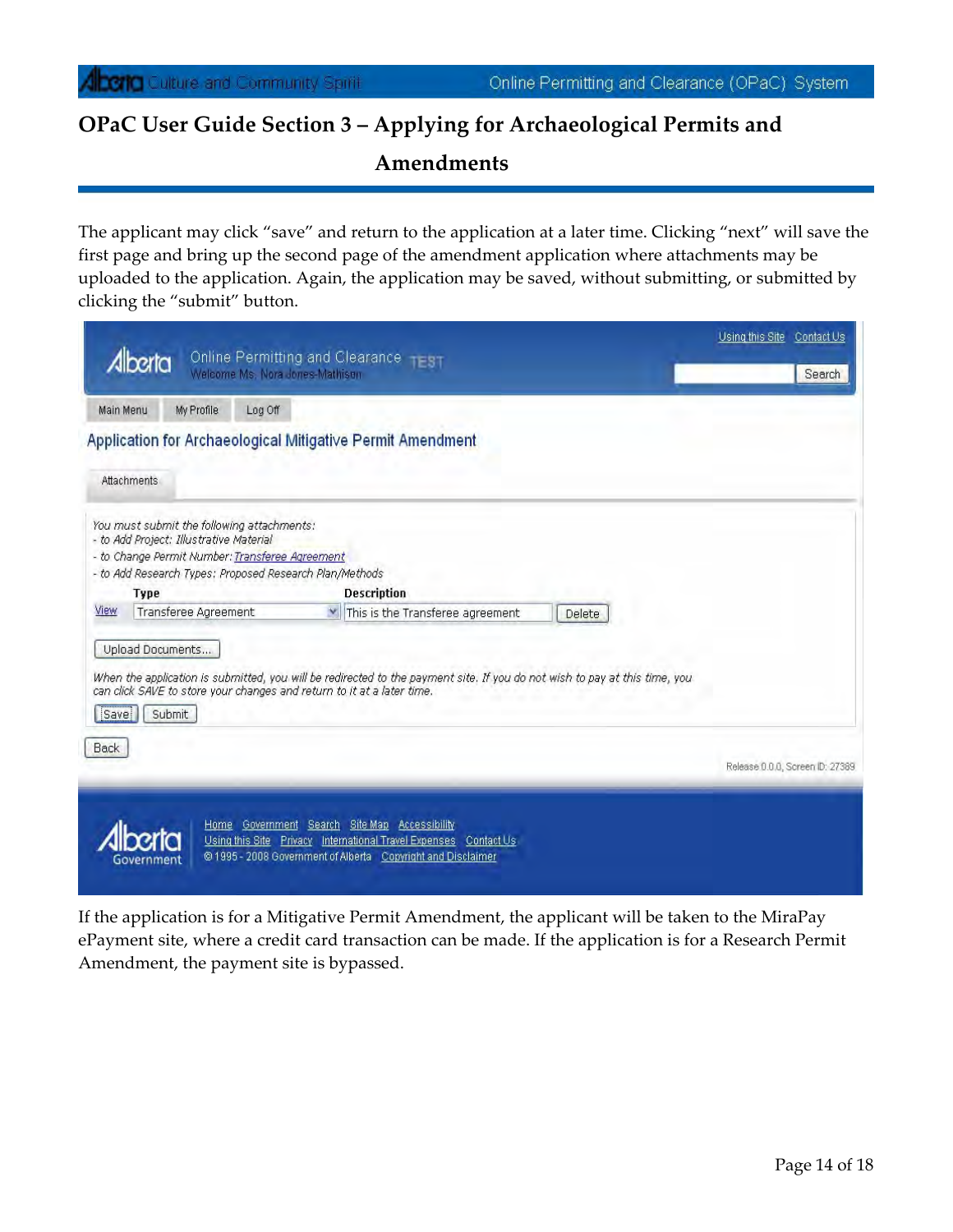## OPaC User Guide Section 3 – Applying for Archaeological Permits and Amendments

The applicant may click "save" and return to the application at a later time. Clicking "next" will save the first page and bring up the second page of the amendment application where attachments may be uploaded to the application. Again, the application may be saved, without submitting, or submitted by clicking the "submit" button.

Application for Archaeological Mitigative Permit Amendment

Attachments

*You must submit the following attachments:*
*- to Add Project: Illustrative Material*
*- to Change Permit Number: Transferee Agreement*
*- to Add Research Types: Proposed Research Plan/Methods*

| | Type | Description | |
|---|---|---|---|
| View | Transferee Agreement | This is the Transferee agreement | Delete |

Upload Documents...

*When the application is submitted, you will be redirected to the payment site. If you do not wish to pay at this time, you can click SAVE to store your changes and return to it at a later time.*

Save | Submit

Back

If the application is for a Mitigative Permit Amendment, the applicant will be taken to the MiraPay ePayment site, where a credit card transaction can be made. If the application is for a Research Permit Amendment, the payment site is bypassed.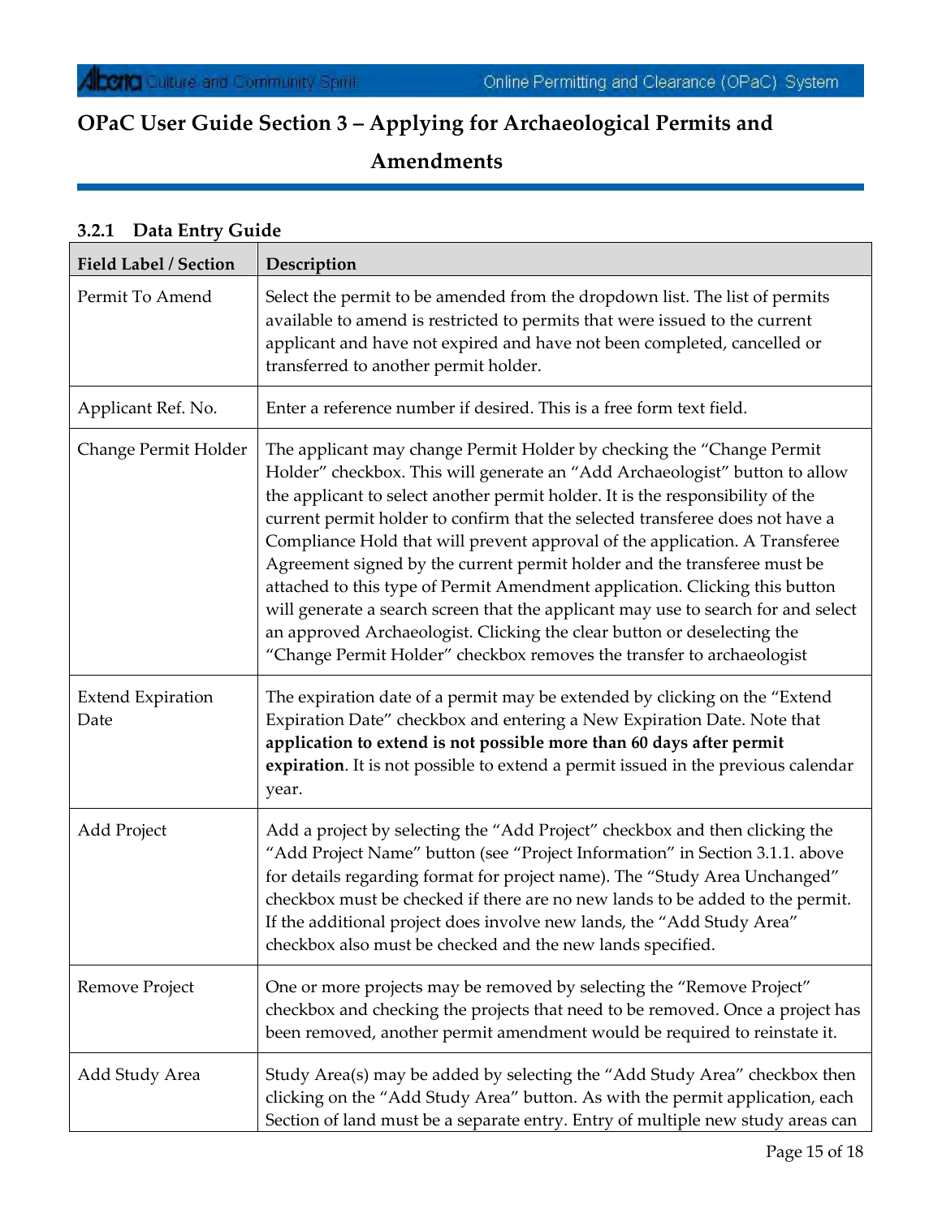# OPaC User Guide Section 3 – Applying for Archaeological Permits and Amendments

### 3.2.1 Data Entry Guide

| Field Label / Section | Description |
| --- | --- |
| Permit To Amend | Select the permit to be amended from the dropdown list. The list of permits available to amend is restricted to permits that were issued to the current applicant and have not expired and have not been completed, cancelled or transferred to another permit holder. |
| Applicant Ref. No. | Enter a reference number if desired. This is a free form text field. |
| Change Permit Holder | The applicant may change Permit Holder by checking the "Change Permit Holder" checkbox. This will generate an "Add Archaeologist" button to allow the applicant to select another permit holder. It is the responsibility of the current permit holder to confirm that the selected transferee does not have a Compliance Hold that will prevent approval of the application. A Transferee Agreement signed by the current permit holder and the transferee must be attached to this type of Permit Amendment application. Clicking this button will generate a search screen that the applicant may use to search for and select an approved Archaeologist. Clicking the clear button or deselecting the "Change Permit Holder" checkbox removes the transfer to archaeologist |
| Extend Expiration Date | The expiration date of a permit may be extended by clicking on the "Extend Expiration Date" checkbox and entering a New Expiration Date. Note that **application to extend is not possible more than 60 days after permit expiration**. It is not possible to extend a permit issued in the previous calendar year. |
| Add Project | Add a project by selecting the "Add Project" checkbox and then clicking the "Add Project Name" button (see "Project Information" in Section 3.1.1. above for details regarding format for project name). The "Study Area Unchanged" checkbox must be checked if there are no new lands to be added to the permit. If the additional project does involve new lands, the "Add Study Area" checkbox also must be checked and the new lands specified. |
| Remove Project | One or more projects may be removed by selecting the "Remove Project" checkbox and checking the projects that need to be removed. Once a project has been removed, another permit amendment would be required to reinstate it. |
| Add Study Area | Study Area(s) may be added by selecting the "Add Study Area" checkbox then clicking on the "Add Study Area" button. As with the permit application, each Section of land must be a separate entry. Entry of multiple new study areas can |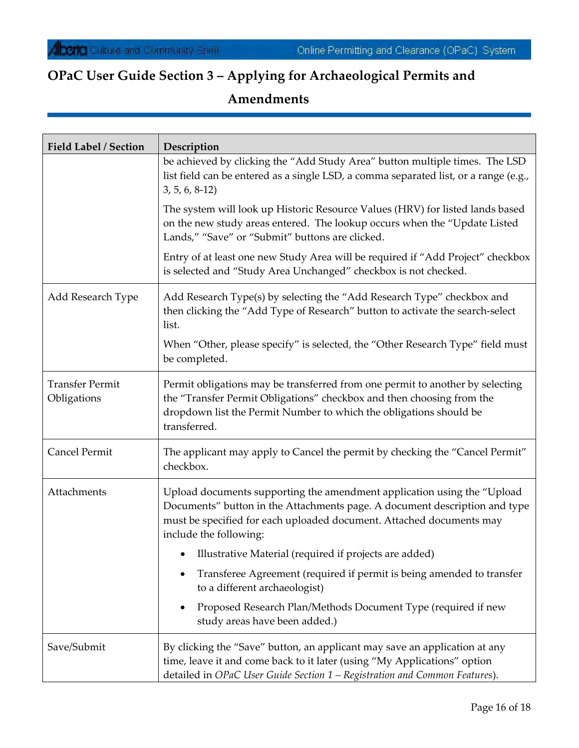## OPaC User Guide Section 3 – Applying for Archaeological Permits and Amendments

| Field Label / Section | Description |
|---|---|
| | be achieved by clicking the "Add Study Area" button multiple times. The LSD list field can be entered as a single LSD, a comma separated list, or a range (e.g., 3, 5, 6, 8-12)<br><br>The system will look up Historic Resource Values (HRV) for listed lands based on the new study areas entered. The lookup occurs when the "Update Listed Lands," "Save" or "Submit" buttons are clicked.<br><br>Entry of at least one new Study Area will be required if "Add Project" checkbox is selected and "Study Area Unchanged" checkbox is not checked. |
| Add Research Type | Add Research Type(s) by selecting the "Add Research Type" checkbox and then clicking the "Add Type of Research" button to activate the search-select list.<br><br>When "Other, please specify" is selected, the "Other Research Type" field must be completed. |
| Transfer Permit Obligations | Permit obligations may be transferred from one permit to another by selecting the "Transfer Permit Obligations" checkbox and then choosing from the dropdown list the Permit Number to which the obligations should be transferred. |
| Cancel Permit | The applicant may apply to Cancel the permit by checking the "Cancel Permit" checkbox. |
| Attachments | Upload documents supporting the amendment application using the "Upload Documents" button in the Attachments page. A document description and type must be specified for each uploaded document. Attached documents may include the following:<br><br>• Illustrative Material (required if projects are added)<br>• Transferee Agreement (required if permit is being amended to transfer to a different archaeologist)<br>• Proposed Research Plan/Methods Document Type (required if new study areas have been added.) |
| Save/Submit | By clicking the "Save" button, an applicant may save an application at any time, leave it and come back to it later (using "My Applications" option detailed in *OPaC User Guide Section 1 – Registration and Common Features*). |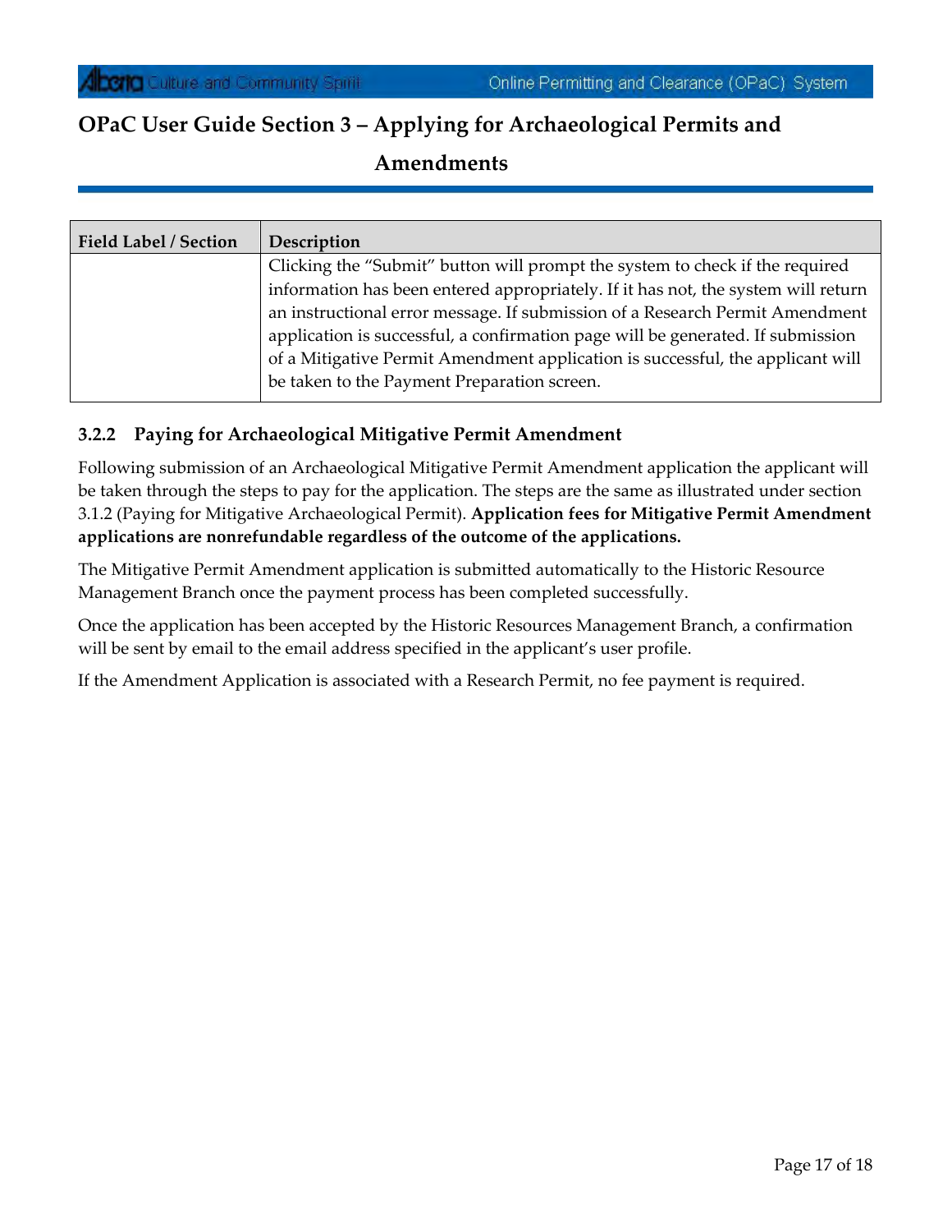| Field Label / Section | Description |
|---|---|
| | Clicking the "Submit" button will prompt the system to check if the required information has been entered appropriately. If it has not, the system will return an instructional error message. If submission of a Research Permit Amendment application is successful, a confirmation page will be generated. If submission of a Mitigative Permit Amendment application is successful, the applicant will be taken to the Payment Preparation screen. |

### 3.2.2 Paying for Archaeological Mitigative Permit Amendment

Following submission of an Archaeological Mitigative Permit Amendment application the applicant will be taken through the steps to pay for the application. The steps are the same as illustrated under section 3.1.2 (Paying for Mitigative Archaeological Permit). **Application fees for Mitigative Permit Amendment applications are nonrefundable regardless of the outcome of the applications.**

The Mitigative Permit Amendment application is submitted automatically to the Historic Resource Management Branch once the payment process has been completed successfully.

Once the application has been accepted by the Historic Resources Management Branch, a confirmation will be sent by email to the email address specified in the applicant's user profile.

If the Amendment Application is associated with a Research Permit, no fee payment is required.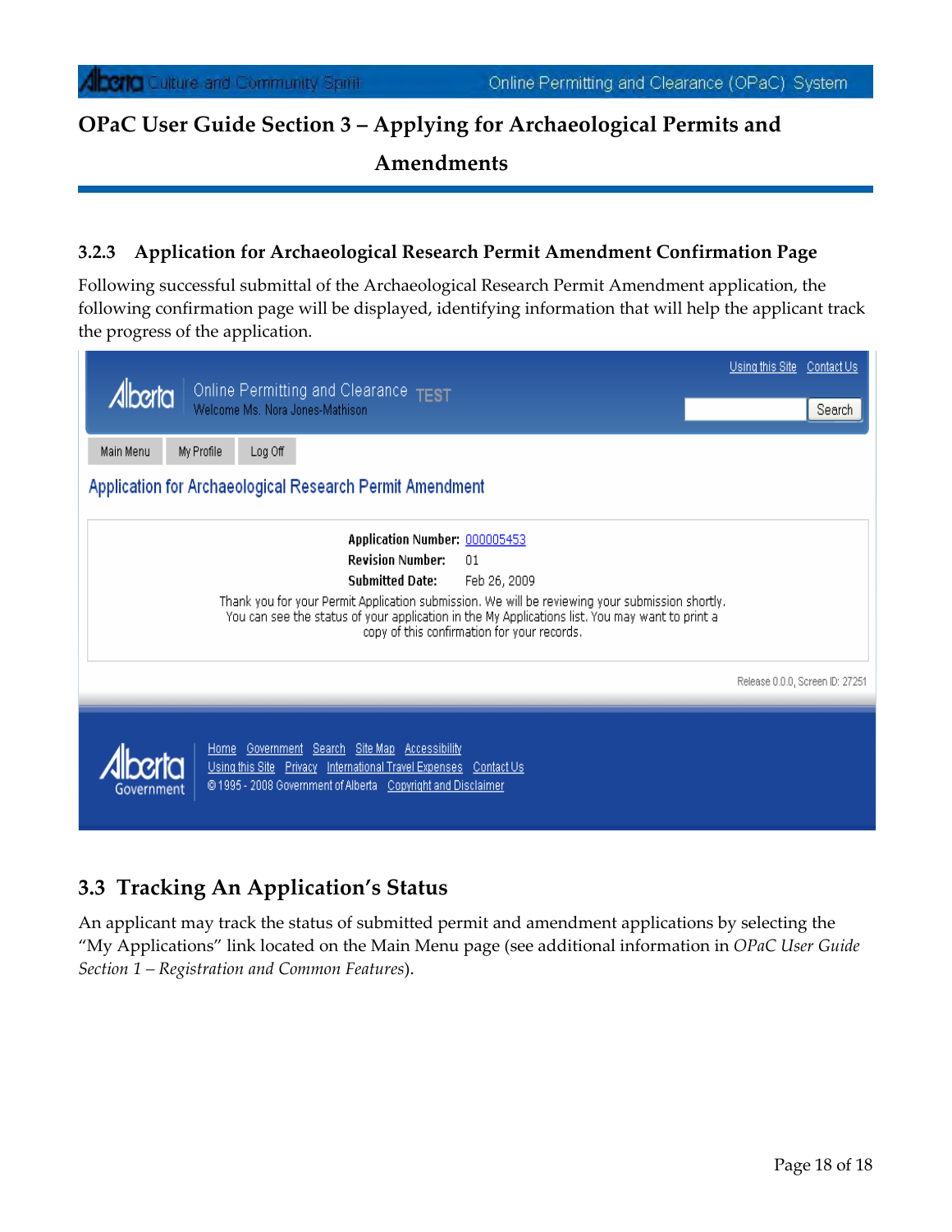### 3.2.3 Application for Archaeological Research Permit Amendment Confirmation Page

Following successful submittal of the Archaeological Research Permit Amendment application, the following confirmation page will be displayed, identifying information that will help the applicant track the progress of the application.

Using this Site   Contact Us

Alberta   Online Permitting and Clearance TEST
Welcome Ms. Nora Jones-Mathison

Search

Main Menu   My Profile   Log Off

Application for Archaeological Research Permit Amendment

**Application Number:** 000005453
**Revision Number:** 01
**Submitted Date:** Feb 26, 2009

Thank you for your Permit Application submission. We will be reviewing your submission shortly. You can see the status of your application in the My Applications list. You may want to print a copy of this confirmation for your records.

Release 0.0.0, Screen ID: 27251

Alberta Government

Home   Government   Search   Site Map   Accessibility
Using this Site   Privacy   International Travel Expenses   Contact Us
© 1995 - 2008 Government of Alberta   Copyright and Disclaimer

## 3.3 Tracking An Application's Status

An applicant may track the status of submitted permit and amendment applications by selecting the "My Applications" link located on the Main Menu page (see additional information in *OPaC User Guide Section 1 – Registration and Common Features*).